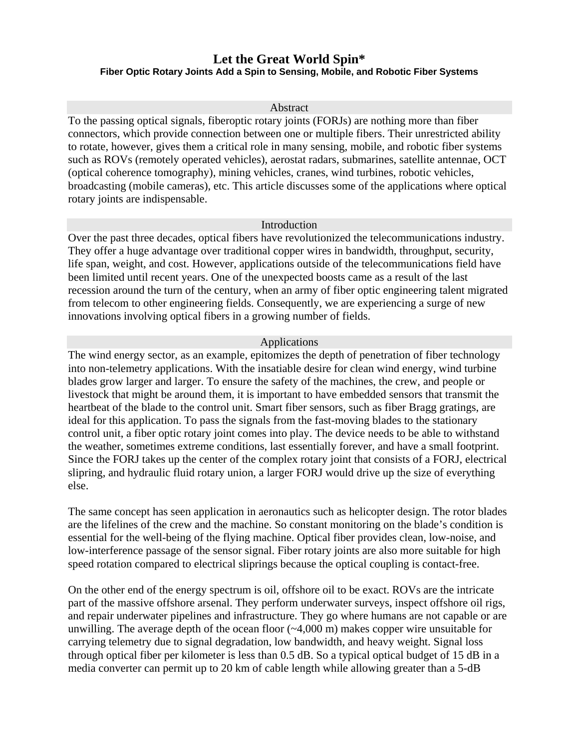# Let the Great World Spin*

**Fiber Optic Rotary Joints Add a Spin to Sensing, Mobile, and Robotic Fiber Systems**

## Abstract

To the passing optical signals, fiberoptic rotary joints (FORJs) are nothing more than fiber connectors, which provide connection between one or multiple fibers. Their unrestricted ability to rotate, however, gives them a critical role in many sensing, mobile, and robotic fiber systems such as ROVs (remotely operated vehicles), aerostat radars, submarines, satellite antennae, OCT (optical coherence tomography), mining vehicles, cranes, wind turbines, robotic vehicles, broadcasting (mobile cameras), etc. This article discusses some of the applications where optical rotary joints are indispensable.

## Introduction

Over the past three decades, optical fibers have revolutionized the telecommunications industry. They offer a huge advantage over traditional copper wires in bandwidth, throughput, security, life span, weight, and cost. However, applications outside of the telecommunications field have been limited until recent years. One of the unexpected boosts came as a result of the last recession around the turn of the century, when an army of fiber optic engineering talent migrated from telecom to other engineering fields. Consequently, we are experiencing a surge of new innovations involving optical fibers in a growing number of fields.

## Applications

The wind energy sector, as an example, epitomizes the depth of penetration of fiber technology into non-telemetry applications. With the insatiable desire for clean wind energy, wind turbine blades grow larger and larger. To ensure the safety of the machines, the crew, and people or livestock that might be around them, it is important to have embedded sensors that transmit the heartbeat of the blade to the control unit. Smart fiber sensors, such as fiber Bragg gratings, are ideal for this application. To pass the signals from the fast-moving blades to the stationary control unit, a fiber optic rotary joint comes into play. The device needs to be able to withstand the weather, sometimes extreme conditions, last essentially forever, and have a small footprint. Since the FORJ takes up the center of the complex rotary joint that consists of a FORJ, electrical slipring, and hydraulic fluid rotary union, a larger FORJ would drive up the size of everything else.

The same concept has seen application in aeronautics such as helicopter design. The rotor blades are the lifelines of the crew and the machine. So constant monitoring on the blade's condition is essential for the well-being of the flying machine. Optical fiber provides clean, low-noise, and low-interference passage of the sensor signal. Fiber rotary joints are also more suitable for high speed rotation compared to electrical sliprings because the optical coupling is contact-free.

On the other end of the energy spectrum is oil, offshore oil to be exact. ROVs are the intricate part of the massive offshore arsenal. They perform underwater surveys, inspect offshore oil rigs, and repair underwater pipelines and infrastructure. They go where humans are not capable or are unwilling. The average depth of the ocean floor (~4,000 m) makes copper wire unsuitable for carrying telemetry due to signal degradation, low bandwidth, and heavy weight. Signal loss through optical fiber per kilometer is less than 0.5 dB. So a typical optical budget of 15 dB in a media converter can permit up to 20 km of cable length while allowing greater than a 5-dB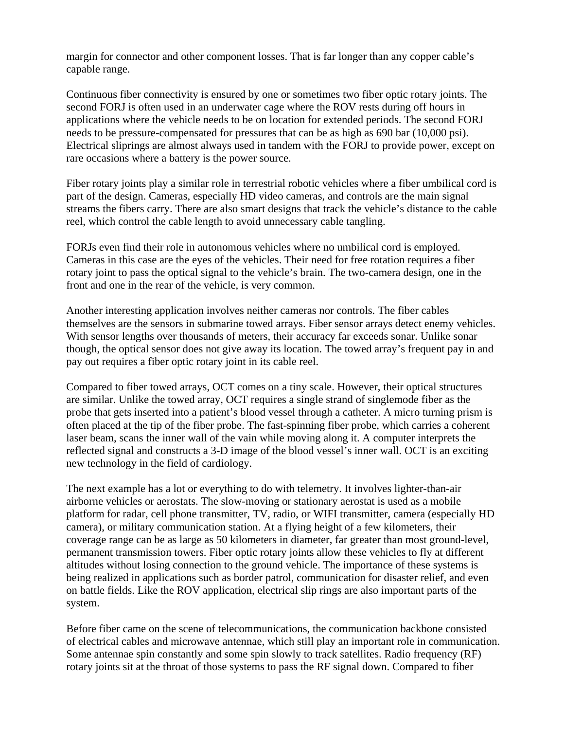margin for connector and other component losses. That is far longer than any copper cable's capable range.

Continuous fiber connectivity is ensured by one or sometimes two fiber optic rotary joints. The second FORJ is often used in an underwater cage where the ROV rests during off hours in applications where the vehicle needs to be on location for extended periods. The second FORJ needs to be pressure-compensated for pressures that can be as high as 690 bar (10,000 psi). Electrical sliprings are almost always used in tandem with the FORJ to provide power, except on rare occasions where a battery is the power source.

Fiber rotary joints play a similar role in terrestrial robotic vehicles where a fiber umbilical cord is part of the design. Cameras, especially HD video cameras, and controls are the main signal streams the fibers carry. There are also smart designs that track the vehicle's distance to the cable reel, which control the cable length to avoid unnecessary cable tangling.

FORJs even find their role in autonomous vehicles where no umbilical cord is employed. Cameras in this case are the eyes of the vehicles. Their need for free rotation requires a fiber rotary joint to pass the optical signal to the vehicle's brain. The two-camera design, one in the front and one in the rear of the vehicle, is very common.

Another interesting application involves neither cameras nor controls. The fiber cables themselves are the sensors in submarine towed arrays. Fiber sensor arrays detect enemy vehicles. With sensor lengths over thousands of meters, their accuracy far exceeds sonar. Unlike sonar though, the optical sensor does not give away its location. The towed array's frequent pay in and pay out requires a fiber optic rotary joint in its cable reel.

Compared to fiber towed arrays, OCT comes on a tiny scale. However, their optical structures are similar. Unlike the towed array, OCT requires a single strand of singlemode fiber as the probe that gets inserted into a patient's blood vessel through a catheter. A micro turning prism is often placed at the tip of the fiber probe. The fast-spinning fiber probe, which carries a coherent laser beam, scans the inner wall of the vain while moving along it. A computer interprets the reflected signal and constructs a 3-D image of the blood vessel's inner wall. OCT is an exciting new technology in the field of cardiology.

The next example has a lot or everything to do with telemetry. It involves lighter-than-air airborne vehicles or aerostats. The slow-moving or stationary aerostat is used as a mobile platform for radar, cell phone transmitter, TV, radio, or WIFI transmitter, camera (especially HD camera), or military communication station. At a flying height of a few kilometers, their coverage range can be as large as 50 kilometers in diameter, far greater than most ground-level, permanent transmission towers. Fiber optic rotary joints allow these vehicles to fly at different altitudes without losing connection to the ground vehicle. The importance of these systems is being realized in applications such as border patrol, communication for disaster relief, and even on battle fields. Like the ROV application, electrical slip rings are also important parts of the system.

Before fiber came on the scene of telecommunications, the communication backbone consisted of electrical cables and microwave antennae, which still play an important role in communication. Some antennae spin constantly and some spin slowly to track satellites. Radio frequency (RF) rotary joints sit at the throat of those systems to pass the RF signal down. Compared to fiber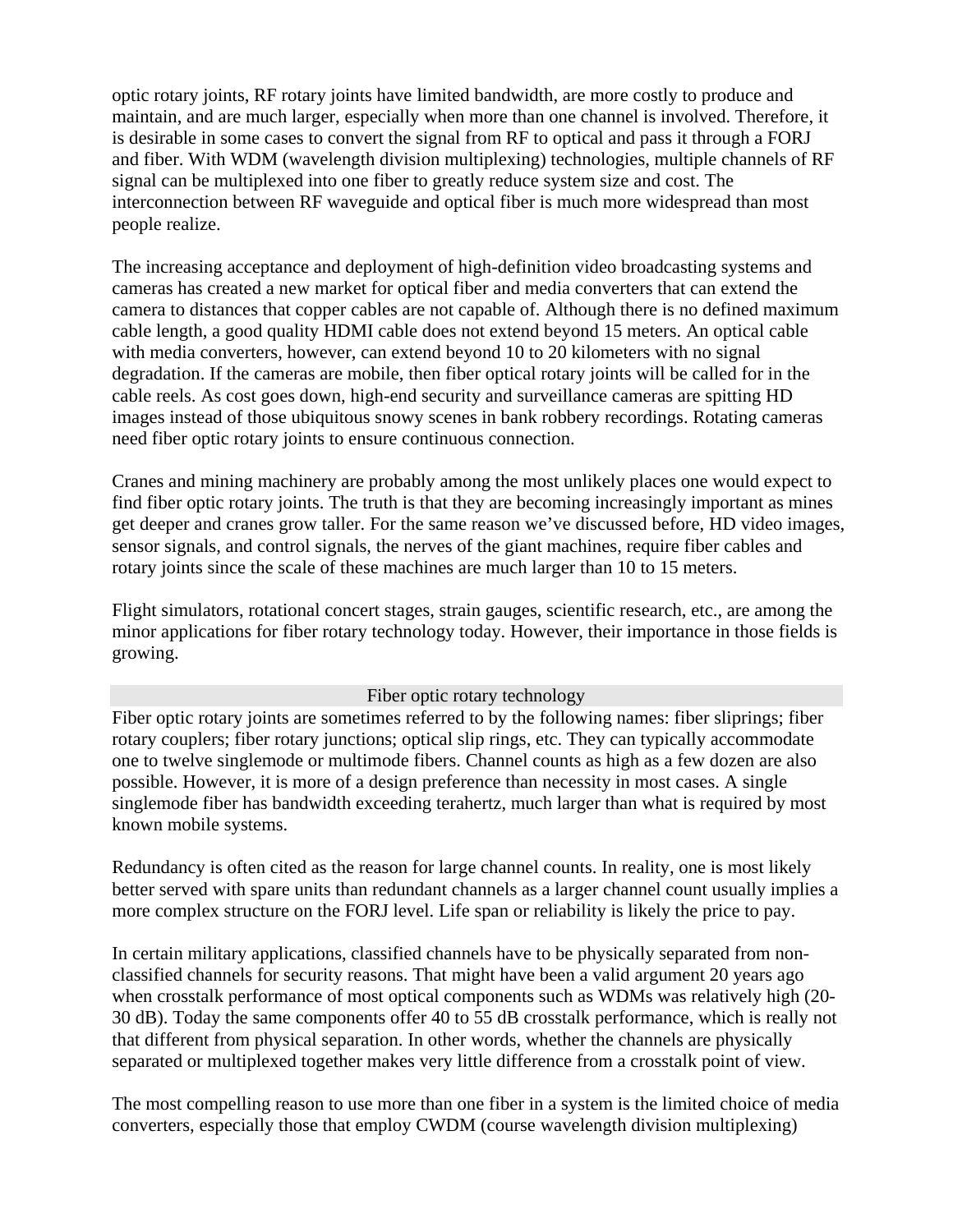optic rotary joints, RF rotary joints have limited bandwidth, are more costly to produce and maintain, and are much larger, especially when more than one channel is involved. Therefore, it is desirable in some cases to convert the signal from RF to optical and pass it through a FORJ and fiber. With WDM (wavelength division multiplexing) technologies, multiple channels of RF signal can be multiplexed into one fiber to greatly reduce system size and cost. The interconnection between RF waveguide and optical fiber is much more widespread than most people realize.

The increasing acceptance and deployment of high-definition video broadcasting systems and cameras has created a new market for optical fiber and media converters that can extend the camera to distances that copper cables are not capable of. Although there is no defined maximum cable length, a good quality HDMI cable does not extend beyond 15 meters. An optical cable with media converters, however, can extend beyond 10 to 20 kilometers with no signal degradation. If the cameras are mobile, then fiber optical rotary joints will be called for in the cable reels. As cost goes down, high-end security and surveillance cameras are spitting HD images instead of those ubiquitous snowy scenes in bank robbery recordings. Rotating cameras need fiber optic rotary joints to ensure continuous connection.

Cranes and mining machinery are probably among the most unlikely places one would expect to find fiber optic rotary joints. The truth is that they are becoming increasingly important as mines get deeper and cranes grow taller. For the same reason we've discussed before, HD video images, sensor signals, and control signals, the nerves of the giant machines, require fiber cables and rotary joints since the scale of these machines are much larger than 10 to 15 meters.

Flight simulators, rotational concert stages, strain gauges, scientific research, etc., are among the minor applications for fiber rotary technology today. However, their importance in those fields is growing.

## Fiber optic rotary technology

Fiber optic rotary joints are sometimes referred to by the following names: fiber sliprings; fiber rotary couplers; fiber rotary junctions; optical slip rings, etc. They can typically accommodate one to twelve singlemode or multimode fibers. Channel counts as high as a few dozen are also possible. However, it is more of a design preference than necessity in most cases. A single singlemode fiber has bandwidth exceeding terahertz, much larger than what is required by most known mobile systems.

Redundancy is often cited as the reason for large channel counts. In reality, one is most likely better served with spare units than redundant channels as a larger channel count usually implies a more complex structure on the FORJ level. Life span or reliability is likely the price to pay.

In certain military applications, classified channels have to be physically separated from non-classified channels for security reasons. That might have been a valid argument 20 years ago when crosstalk performance of most optical components such as WDMs was relatively high (20-30 dB). Today the same components offer 40 to 55 dB crosstalk performance, which is really not that different from physical separation. In other words, whether the channels are physically separated or multiplexed together makes very little difference from a crosstalk point of view.

The most compelling reason to use more than one fiber in a system is the limited choice of media converters, especially those that employ CWDM (course wavelength division multiplexing)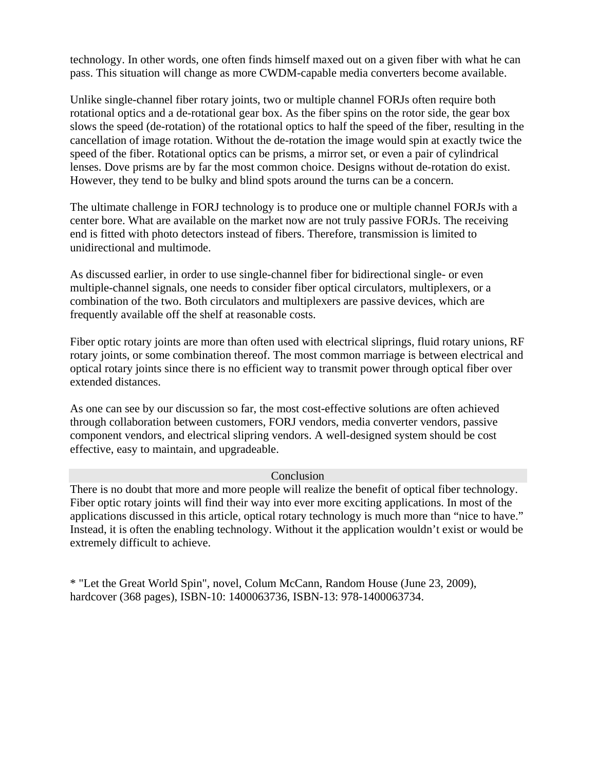technology. In other words, one often finds himself maxed out on a given fiber with what he can pass. This situation will change as more CWDM-capable media converters become available.

Unlike single-channel fiber rotary joints, two or multiple channel FORJs often require both rotational optics and a de-rotational gear box. As the fiber spins on the rotor side, the gear box slows the speed (de-rotation) of the rotational optics to half the speed of the fiber, resulting in the cancellation of image rotation. Without the de-rotation the image would spin at exactly twice the speed of the fiber. Rotational optics can be prisms, a mirror set, or even a pair of cylindrical lenses. Dove prisms are by far the most common choice. Designs without de-rotation do exist. However, they tend to be bulky and blind spots around the turns can be a concern.

The ultimate challenge in FORJ technology is to produce one or multiple channel FORJs with a center bore. What are available on the market now are not truly passive FORJs. The receiving end is fitted with photo detectors instead of fibers. Therefore, transmission is limited to unidirectional and multimode.

As discussed earlier, in order to use single-channel fiber for bidirectional single- or even multiple-channel signals, one needs to consider fiber optical circulators, multiplexers, or a combination of the two. Both circulators and multiplexers are passive devices, which are frequently available off the shelf at reasonable costs.

Fiber optic rotary joints are more than often used with electrical sliprings, fluid rotary unions, RF rotary joints, or some combination thereof. The most common marriage is between electrical and optical rotary joints since there is no efficient way to transmit power through optical fiber over extended distances.

As one can see by our discussion so far, the most cost-effective solutions are often achieved through collaboration between customers, FORJ vendors, media converter vendors, passive component vendors, and electrical slipring vendors. A well-designed system should be cost effective, easy to maintain, and upgradeable.

## Conclusion

There is no doubt that more and more people will realize the benefit of optical fiber technology. Fiber optic rotary joints will find their way into ever more exciting applications. In most of the applications discussed in this article, optical rotary technology is much more than “nice to have.” Instead, it is often the enabling technology. Without it the application wouldn’t exist or would be extremely difficult to achieve.

* "Let the Great World Spin", novel, Colum McCann, Random House (June 23, 2009), hardcover (368 pages), ISBN-10: 1400063736, ISBN-13: 978-1400063734.